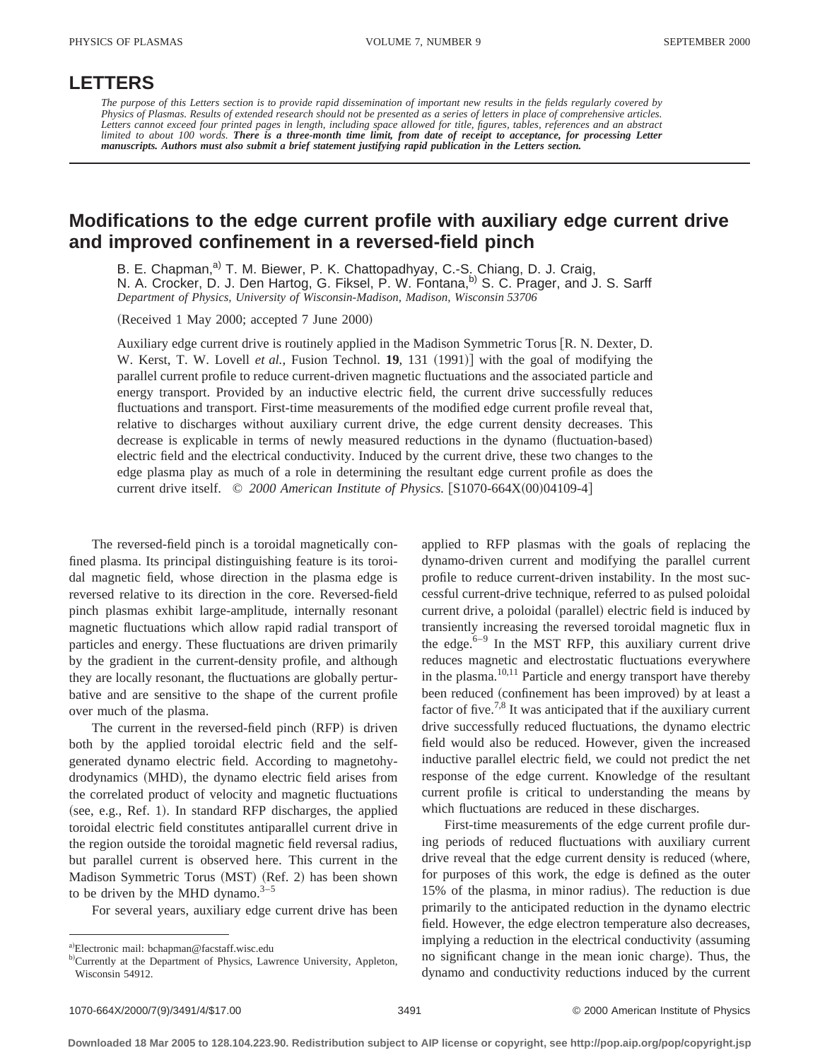# LETTERS

*The purpose of this Letters section is to provide rapid dissemination of important new results in the fields regularly covered by Physics of Plasmas. Results of extended research should not be presented as a series of letters in place of comprehensive articles. Letters cannot exceed four printed pages in length, including space allowed for title, figures, tables, references and an abstract limited to about 100 words.* ***There is a three-month time limit, from date of receipt to acceptance, for processing Letter manuscripts. Authors must also submit a brief statement justifying rapid publication in the Letters section.***

## Modifications to the edge current profile with auxiliary edge current drive and improved confinement in a reversed-field pinch

B. E. Chapman,[a] T. M. Biewer, P. K. Chattopadhyay, C.-S. Chiang, D. J. Craig, N. A. Crocker, D. J. Den Hartog, G. Fiksel, P. W. Fontana,[b] S. C. Prager, and J. S. Sarff
*Department of Physics, University of Wisconsin-Madison, Madison, Wisconsin 53706*

(Received 1 May 2000; accepted 7 June 2000)

Auxiliary edge current drive is routinely applied in the Madison Symmetric Torus [R. N. Dexter, D. W. Kerst, T. W. Lovell *et al.*, Fusion Technol. **19**, 131 (1991)] with the goal of modifying the parallel current profile to reduce current-driven magnetic fluctuations and the associated particle and energy transport. Provided by an inductive electric field, the current drive successfully reduces fluctuations and transport. First-time measurements of the modified edge current profile reveal that, relative to discharges without auxiliary current drive, the edge current density decreases. This decrease is explicable in terms of newly measured reductions in the dynamo (fluctuation-based) electric field and the electrical conductivity. Induced by the current drive, these two changes to the edge plasma play as much of a role in determining the resultant edge current profile as does the current drive itself. © *2000 American Institute of Physics.* [S1070-664X(00)04109-4]

The reversed-field pinch is a toroidal magnetically confined plasma. Its principal distinguishing feature is its toroidal magnetic field, whose direction in the plasma edge is reversed relative to its direction in the core. Reversed-field pinch plasmas exhibit large-amplitude, internally resonant magnetic fluctuations which allow rapid radial transport of particles and energy. These fluctuations are driven primarily by the gradient in the current-density profile, and although they are locally resonant, the fluctuations are globally perturbative and are sensitive to the shape of the current profile over much of the plasma.

The current in the reversed-field pinch (RFP) is driven both by the applied toroidal electric field and the self-generated dynamo electric field. According to magnetohydrodynamics (MHD), the dynamo electric field arises from the correlated product of velocity and magnetic fluctuations (see, e.g., Ref. 1). In standard RFP discharges, the applied toroidal electric field constitutes antiparallel current drive in the region outside the toroidal magnetic field reversal radius, but parallel current is observed here. This current in the Madison Symmetric Torus (MST) (Ref. 2) has been shown to be driven by the MHD dynamo.[3–5]

For several years, auxiliary edge current drive has been applied to RFP plasmas with the goals of replacing the dynamo-driven current and modifying the parallel current profile to reduce current-driven instability. In the most successful current-drive technique, referred to as pulsed poloidal current drive, a poloidal (parallel) electric field is induced by transiently increasing the reversed toroidal magnetic flux in the edge.[6–9] In the MST RFP, this auxiliary current drive reduces magnetic and electrostatic fluctuations everywhere in the plasma.[10,11] Particle and energy transport have thereby been reduced (confinement has been improved) by at least a factor of five.[7,8] It was anticipated that if the auxiliary current drive successfully reduced fluctuations, the dynamo electric field would also be reduced. However, given the increased inductive parallel electric field, we could not predict the net response of the edge current. Knowledge of the resultant current profile is critical to understanding the means by which fluctuations are reduced in these discharges.

First-time measurements of the edge current profile during periods of reduced fluctuations with auxiliary current drive reveal that the edge current density is reduced (where, for purposes of this work, the edge is defined as the outer 15% of the plasma, in minor radius). The reduction is due primarily to the anticipated reduction in the dynamo electric field. However, the edge electron temperature also decreases, implying a reduction in the electrical conductivity (assuming no significant change in the mean ionic charge). Thus, the dynamo and conductivity reductions induced by the current

[a] Electronic mail: bchapman@facstaff.wisc.edu
[b] Currently at the Department of Physics, Lawrence University, Appleton, Wisconsin 54912.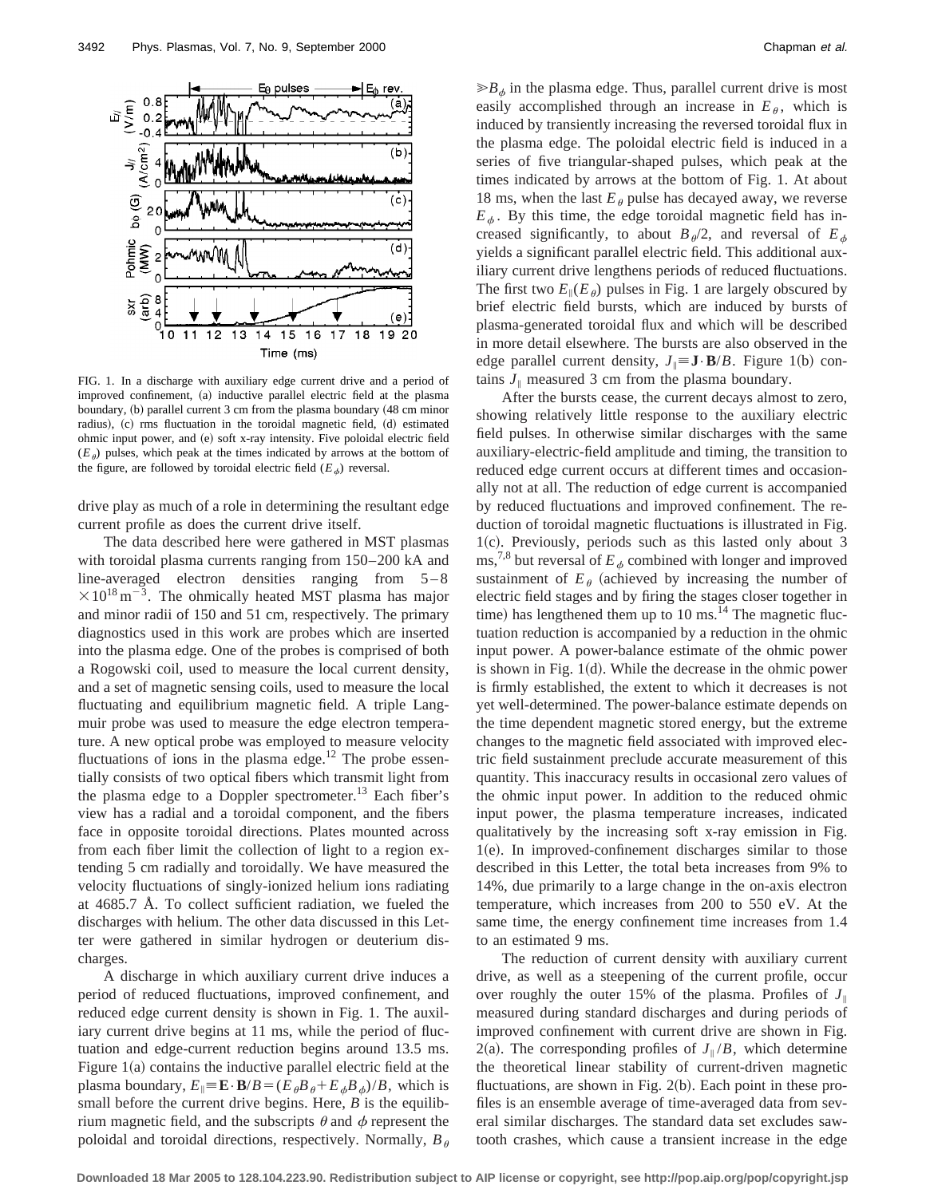FIG. 1. In a discharge with auxiliary edge current drive and a period of improved confinement, (a) inductive parallel electric field at the plasma boundary, (b) parallel current 3 cm from the plasma boundary (48 cm minor radius), (c) rms fluctuation in the toroidal magnetic field, (d) estimated ohmic input power, and (e) soft x-ray intensity. Five poloidal electric field ($E_\theta$) pulses, which peak at the times indicated by arrows at the bottom of the figure, are followed by toroidal electric field ($E_\phi$) reversal.

drive play as much of a role in determining the resultant edge current profile as does the current drive itself.

The data described here were gathered in MST plasmas with toroidal plasma currents ranging from 150–200 kA and line-averaged electron densities ranging from 5–8 $\times 10^{18}\,\mathrm{m}^{-3}$. The ohmically heated MST plasma has major and minor radii of 150 and 51 cm, respectively. The primary diagnostics used in this work are probes which are inserted into the plasma edge. One of the probes is comprised of both a Rogowski coil, used to measure the local current density, and a set of magnetic sensing coils, used to measure the local fluctuating and equilibrium magnetic field. A triple Langmuir probe was used to measure the edge electron temperature. A new optical probe was employed to measure velocity fluctuations of ions in the plasma edge.[12] The probe essentially consists of two optical fibers which transmit light from the plasma edge to a Doppler spectrometer.[13] Each fiber's view has a radial and a toroidal component, and the fibers face in opposite toroidal directions. Plates mounted across from each fiber limit the collection of light to a region extending 5 cm radially and toroidally. We have measured the velocity fluctuations of singly-ionized helium ions radiating at 4685.7 Å. To collect sufficient radiation, we fueled the discharges with helium. The other data discussed in this Letter were gathered in similar hydrogen or deuterium discharges.

A discharge in which auxiliary current drive induces a period of reduced fluctuations, improved confinement, and reduced edge current density is shown in Fig. 1. The auxiliary current drive begins at 11 ms, while the period of fluctuation and edge-current reduction begins around 13.5 ms. Figure 1(a) contains the inductive parallel electric field at the plasma boundary, $E_\| \equiv \mathbf{E}\cdot\mathbf{B}/B = (E_\theta B_\theta + E_\phi B_\phi)/B$, which is small before the current drive begins. Here, $B$ is the equilibrium magnetic field, and the subscripts $\theta$ and $\phi$ represent the poloidal and toroidal directions, respectively. Normally, $B_\theta \gg B_\phi$ in the plasma edge. Thus, parallel current drive is most easily accomplished through an increase in $E_\theta$, which is induced by transiently increasing the reversed toroidal flux in the plasma edge. The poloidal electric field is induced in a series of five triangular-shaped pulses, which peak at the times indicated by arrows at the bottom of Fig. 1. At about 18 ms, when the last $E_\theta$ pulse has decayed away, we reverse $E_\phi$. By this time, the edge toroidal magnetic field has increased significantly, to about $B_\theta/2$, and reversal of $E_\phi$ yields a significant parallel electric field. This additional auxiliary current drive lengthens periods of reduced fluctuations. The first two $E_\|(E_\theta)$ pulses in Fig. 1 are largely obscured by brief electric field bursts, which are induced by bursts of plasma-generated toroidal flux and which will be described in more detail elsewhere. The bursts are also observed in the edge parallel current density, $J_\| \equiv \mathbf{J}\cdot\mathbf{B}/B$. Figure 1(b) contains $J_\|$ measured 3 cm from the plasma boundary.

After the bursts cease, the current decays almost to zero, showing relatively little response to the auxiliary electric field pulses. In otherwise similar discharges with the same auxiliary-electric-field amplitude and timing, the transition to reduced edge current occurs at different times and occasionally not at all. The reduction of edge current is accompanied by reduced fluctuations and improved confinement. The reduction of toroidal magnetic fluctuations is illustrated in Fig. 1(c). Previously, periods such as this lasted only about 3 ms,[7,8] but reversal of $E_\phi$ combined with longer and improved sustainment of $E_\theta$ (achieved by increasing the number of electric field stages and by firing the stages closer together in time) has lengthened them up to 10 ms.[14] The magnetic fluctuation reduction is accompanied by a reduction in the ohmic input power. A power-balance estimate of the ohmic power is shown in Fig. 1(d). While the decrease in the ohmic power is firmly established, the extent to which it decreases is not yet well-determined. The power-balance estimate depends on the time dependent magnetic stored energy, but the extreme changes to the magnetic field associated with improved electric field sustainment preclude accurate measurement of this quantity. This inaccuracy results in occasional zero values of the ohmic input power. In addition to the reduced ohmic input power, the plasma temperature increases, indicated qualitatively by the increasing soft x-ray emission in Fig. 1(e). In improved-confinement discharges similar to those described in this Letter, the total beta increases from 9% to 14%, due primarily to a large change in the on-axis electron temperature, which increases from 200 to 550 eV. At the same time, the energy confinement time increases from 1.4 to an estimated 9 ms.

The reduction of current density with auxiliary current drive, as well as a steepening of the current profile, occur over roughly the outer 15% of the plasma. Profiles of $J_\|$ measured during standard discharges and during periods of improved confinement with current drive are shown in Fig. 2(a). The corresponding profiles of $J_\|/B$, which determine the theoretical linear stability of current-driven magnetic fluctuations, are shown in Fig. 2(b). Each point in these profiles is an ensemble average of time-averaged data from several similar discharges. The standard data set excludes sawtooth crashes, which cause a transient increase in the edge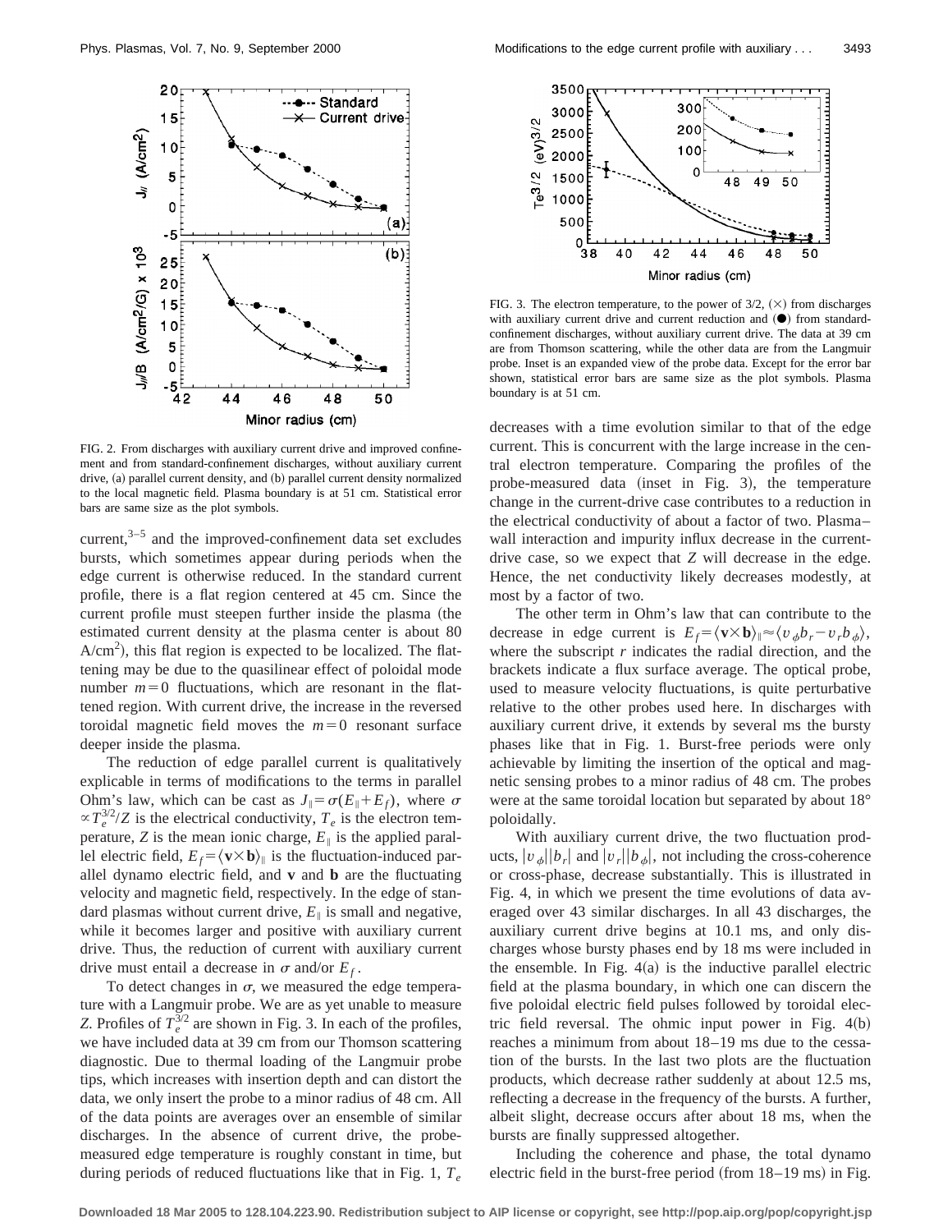FIG. 2. From discharges with auxiliary current drive and improved confinement and from standard-confinement discharges, without auxiliary current drive, (a) parallel current density, and (b) parallel current density normalized to the local magnetic field. Plasma boundary is at 51 cm. Statistical error bars are same size as the plot symbols.

current,[3–5] and the improved-confinement data set excludes bursts, which sometimes appear during periods when the edge current is otherwise reduced. In the standard current profile, there is a flat region centered at 45 cm. Since the current profile must steepen further inside the plasma (the estimated current density at the plasma center is about 80 A/cm$^2$), this flat region is expected to be localized. The flattening may be due to the quasilinear effect of poloidal mode number $m=0$ fluctuations, which are resonant in the flattened region. With current drive, the increase in the reversed toroidal magnetic field moves the $m=0$ resonant surface deeper inside the plasma.

The reduction of edge parallel current is qualitatively explicable in terms of modifications to the terms in parallel Ohm's law, which can be cast as $J_\parallel = \sigma(E_\parallel + E_f)$, where $\sigma \propto T_e^{3/2}/Z$ is the electrical conductivity, $T_e$ is the electron temperature, $Z$ is the mean ionic charge, $E_\parallel$ is the applied parallel electric field, $E_f = \langle \mathbf{v} \times \mathbf{b} \rangle_\parallel$ is the fluctuation-induced parallel dynamo electric field, and $\mathbf{v}$ and $\mathbf{b}$ are the fluctuating velocity and magnetic field, respectively. In the edge of standard plasmas without current drive, $E_\parallel$ is small and negative, while it becomes larger and positive with auxiliary current drive. Thus, the reduction of current with auxiliary current drive must entail a decrease in $\sigma$ and/or $E_f$.

To detect changes in $\sigma$, we measured the edge temperature with a Langmuir probe. We are as yet unable to measure $Z$. Profiles of $T_e^{3/2}$ are shown in Fig. 3. In each of the profiles, we have included data at 39 cm from our Thomson scattering diagnostic. Due to thermal loading of the Langmuir probe tips, which increases with insertion depth and can distort the data, we only insert the probe to a minor radius of 48 cm. All of the data points are averages over an ensemble of similar discharges. In the absence of current drive, the probe-measured edge temperature is roughly constant in time, but during periods of reduced fluctuations like that in Fig. 1, $T_e$ decreases with a time evolution similar to that of the edge current. This is concurrent with the large increase in the central electron temperature. Comparing the profiles of the probe-measured data (inset in Fig. 3), the temperature change in the current-drive case contributes to a reduction in the electrical conductivity of about a factor of two. Plasma–wall interaction and impurity influx decrease in the current-drive case, so we expect that $Z$ will decrease in the edge. Hence, the net conductivity likely decreases modestly, at most by a factor of two.

FIG. 3. The electron temperature, to the power of 3/2, (×) from discharges with auxiliary current drive and current reduction and (●) from standard-confinement discharges, without auxiliary current drive. The data at 39 cm are from Thomson scattering, while the other data are from the Langmuir probe. Inset is an expanded view of the probe data. Except for the error bar shown, statistical error bars are same size as the plot symbols. Plasma boundary is at 51 cm.

The other term in Ohm's law that can contribute to the decrease in edge current is $E_f = \langle \mathbf{v} \times \mathbf{b} \rangle_\parallel \approx \langle v_\phi b_r - v_r b_\phi \rangle$, where the subscript $r$ indicates the radial direction, and the brackets indicate a flux surface average. The optical probe, used to measure velocity fluctuations, is quite perturbative relative to the other probes used here. In discharges with auxiliary current drive, it extends by several ms the bursty phases like that in Fig. 1. Burst-free periods were only achievable by limiting the insertion of the optical and magnetic sensing probes to a minor radius of 48 cm. The probes were at the same toroidal location but separated by about 18° poloidally.

With auxiliary current drive, the two fluctuation products, $|v_\phi||b_r|$ and $|v_r||b_\phi|$, not including the cross-coherence or cross-phase, decrease substantially. This is illustrated in Fig. 4, in which we present the time evolutions of data averaged over 43 similar discharges. In all 43 discharges, the auxiliary current drive begins at 10.1 ms, and only discharges whose bursty phases end by 18 ms were included in the ensemble. In Fig. 4(a) is the inductive parallel electric field at the plasma boundary, in which one can discern the five poloidal electric field pulses followed by toroidal electric field reversal. The ohmic input power in Fig. 4(b) reaches a minimum from about 18–19 ms due to the cessation of the bursts. In the last two plots are the fluctuation products, which decrease rather suddenly at about 12.5 ms, reflecting a decrease in the frequency of the bursts. A further, albeit slight, decrease occurs after about 18 ms, when the bursts are finally suppressed altogether.

Including the coherence and phase, the total dynamo electric field in the burst-free period (from 18–19 ms) in Fig.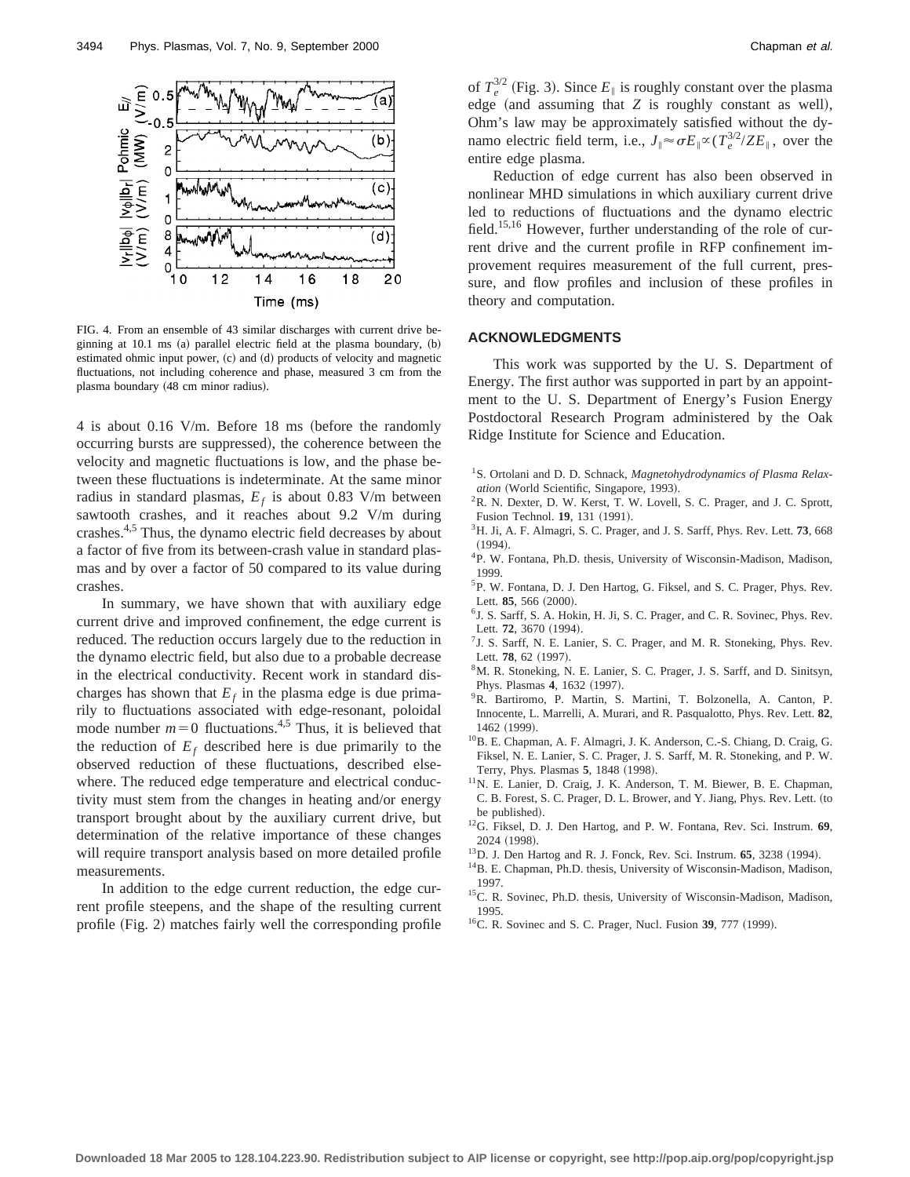$E_{//}$ (V/m)
0.5
-0.5
(a)

Ohmic (MW)
2
0
(b)

$|v_\phi||b_r|$ (V/m)
1
0
(c)

$|v_r||b_\phi|$ (V/m)
8
4
0
(d)

10 12 14 16 18 20

Time (ms)

FIG. 4. From an ensemble of 43 similar discharges with current drive beginning at 10.1 ms (a) parallel electric field at the plasma boundary, (b) estimated ohmic input power, (c) and (d) products of velocity and magnetic fluctuations, not including coherence and phase, measured 3 cm from the plasma boundary (48 cm minor radius).

4 is about 0.16 V/m. Before 18 ms (before the randomly occurring bursts are suppressed), the coherence between the velocity and magnetic fluctuations is low, and the phase between these fluctuations is indeterminate. At the same minor radius in standard plasmas, $E_f$ is about 0.83 V/m between sawtooth crashes, and it reaches about 9.2 V/m during crashes.[4,5] Thus, the dynamo electric field decreases by about a factor of five from its between-crash value in standard plasmas and by over a factor of 50 compared to its value during crashes.

In summary, we have shown that with auxiliary edge current drive and improved confinement, the edge current is reduced. The reduction occurs largely due to the reduction in the dynamo electric field, but also due to a probable decrease in the electrical conductivity. Recent work in standard discharges has shown that $E_f$ in the plasma edge is due primarily to fluctuations associated with edge-resonant, poloidal mode number $m=0$ fluctuations.[4,5] Thus, it is believed that the reduction of $E_f$ described here is due primarily to the observed reduction of these fluctuations, described elsewhere. The reduced edge temperature and electrical conductivity must stem from the changes in heating and/or energy transport brought about by the auxiliary current drive, but determination of the relative importance of these changes will require transport analysis based on more detailed profile measurements.

In addition to the edge current reduction, the edge current profile steepens, and the shape of the resulting current profile (Fig. 2) matches fairly well the corresponding profile of $T_e^{3/2}$ (Fig. 3). Since $E_\parallel$ is roughly constant over the plasma edge (and assuming that $Z$ is roughly constant as well), Ohm's law may be approximately satisfied without the dynamo electric field term, i.e., $J_\parallel \approx \sigma E_\parallel \propto (T_e^{3/2}/Z E_\parallel$, over the entire edge plasma.

Reduction of edge current has also been observed in nonlinear MHD simulations in which auxiliary current drive led to reductions of fluctuations and the dynamo electric field.[15,16] However, further understanding of the role of current drive and the current profile in RFP confinement improvement requires measurement of the full current, pressure, and flow profiles and inclusion of these profiles in theory and computation.

## ACKNOWLEDGMENTS

This work was supported by the U. S. Department of Energy. The first author was supported in part by an appointment to the U. S. Department of Energy's Fusion Energy Postdoctoral Research Program administered by the Oak Ridge Institute for Science and Education.

[1] S. Ortolani and D. D. Schnack, *Magnetohydrodynamics of Plasma Relaxation* (World Scientific, Singapore, 1993).

[2] R. N. Dexter, D. W. Kerst, T. W. Lovell, S. C. Prager, and J. C. Sprott, Fusion Technol. **19**, 131 (1991).

[3] H. Ji, A. F. Almagri, S. C. Prager, and J. S. Sarff, Phys. Rev. Lett. **73**, 668 (1994).

[4] P. W. Fontana, Ph.D. thesis, University of Wisconsin-Madison, Madison, 1999.

[5] P. W. Fontana, D. J. Den Hartog, G. Fiksel, and S. C. Prager, Phys. Rev. Lett. **85**, 566 (2000).

[6] J. S. Sarff, S. A. Hokin, H. Ji, S. C. Prager, and C. R. Sovinec, Phys. Rev. Lett. **72**, 3670 (1994).

[7] J. S. Sarff, N. E. Lanier, S. C. Prager, and M. R. Stoneking, Phys. Rev. Lett. **78**, 62 (1997).

[8] M. R. Stoneking, N. E. Lanier, S. C. Prager, J. S. Sarff, and D. Sinitsyn, Phys. Plasmas **4**, 1632 (1997).

[9] R. Bartiromo, P. Martin, S. Martini, T. Bolzonella, A. Canton, P. Innocente, L. Marrelli, A. Murari, and R. Pasqualotto, Phys. Rev. Lett. **82**, 1462 (1999).

[10] B. E. Chapman, A. F. Almagri, J. K. Anderson, C.-S. Chiang, D. Craig, G. Fiksel, N. E. Lanier, S. C. Prager, J. S. Sarff, M. R. Stoneking, and P. W. Terry, Phys. Plasmas **5**, 1848 (1998).

[11] N. E. Lanier, D. Craig, J. K. Anderson, T. M. Biewer, B. E. Chapman, C. B. Forest, S. C. Prager, D. L. Brower, and Y. Jiang, Phys. Rev. Lett. (to be published).

[12] G. Fiksel, D. J. Den Hartog, and P. W. Fontana, Rev. Sci. Instrum. **69**, 2024 (1998).

[13] D. J. Den Hartog and R. J. Fonck, Rev. Sci. Instrum. **65**, 3238 (1994).

[14] B. E. Chapman, Ph.D. thesis, University of Wisconsin-Madison, Madison, 1997.

[15] C. R. Sovinec, Ph.D. thesis, University of Wisconsin-Madison, Madison, 1995.

[16] C. R. Sovinec and S. C. Prager, Nucl. Fusion **39**, 777 (1999).